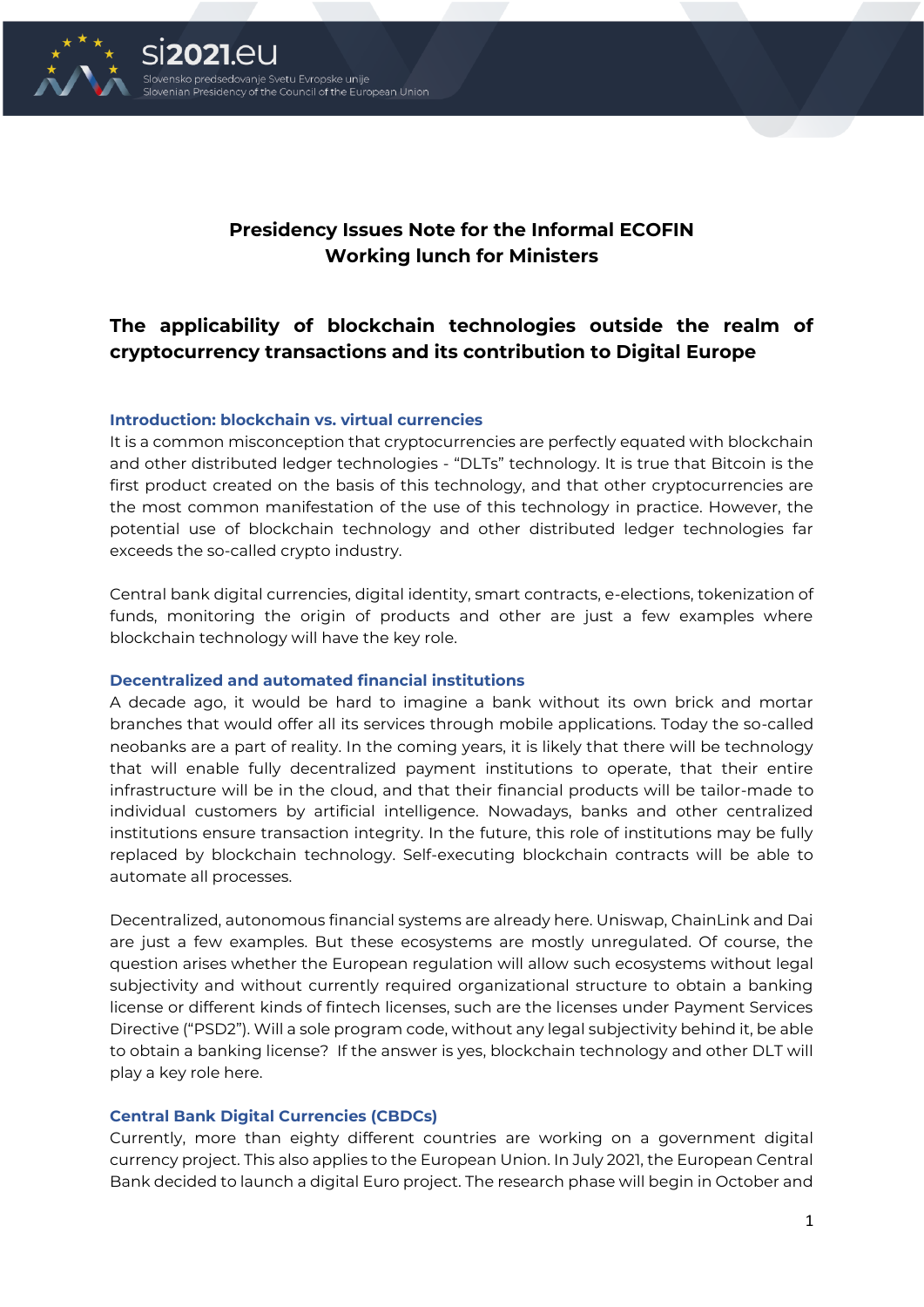**Presidency Issues Note for the Informal ECOFIN**
**Working lunch for Ministers**

# The applicability of blockchain technologies outside the realm of cryptocurrency transactions and its contribution to Digital Europe

## Introduction: blockchain vs. virtual currencies

It is a common misconception that cryptocurrencies are perfectly equated with blockchain and other distributed ledger technologies - "DLTs" technology. It is true that Bitcoin is the first product created on the basis of this technology, and that other cryptocurrencies are the most common manifestation of the use of this technology in practice. However, the potential use of blockchain technology and other distributed ledger technologies far exceeds the so-called crypto industry.

Central bank digital currencies, digital identity, smart contracts, e-elections, tokenization of funds, monitoring the origin of products and other are just a few examples where blockchain technology will have the key role.

## Decentralized and automated financial institutions

A decade ago, it would be hard to imagine a bank without its own brick and mortar branches that would offer all its services through mobile applications. Today the so-called neobanks are a part of reality. In the coming years, it is likely that there will be technology that will enable fully decentralized payment institutions to operate, that their entire infrastructure will be in the cloud, and that their financial products will be tailor-made to individual customers by artificial intelligence. Nowadays, banks and other centralized institutions ensure transaction integrity. In the future, this role of institutions may be fully replaced by blockchain technology. Self-executing blockchain contracts will be able to automate all processes.

Decentralized, autonomous financial systems are already here. Uniswap, ChainLink and Dai are just a few examples. But these ecosystems are mostly unregulated. Of course, the question arises whether the European regulation will allow such ecosystems without legal subjectivity and without currently required organizational structure to obtain a banking license or different kinds of fintech licenses, such are the licenses under Payment Services Directive ("PSD2"). Will a sole program code, without any legal subjectivity behind it, be able to obtain a banking license? If the answer is yes, blockchain technology and other DLT will play a key role here.

## Central Bank Digital Currencies (CBDCs)

Currently, more than eighty different countries are working on a government digital currency project. This also applies to the European Union. In July 2021, the European Central Bank decided to launch a digital Euro project. The research phase will begin in October and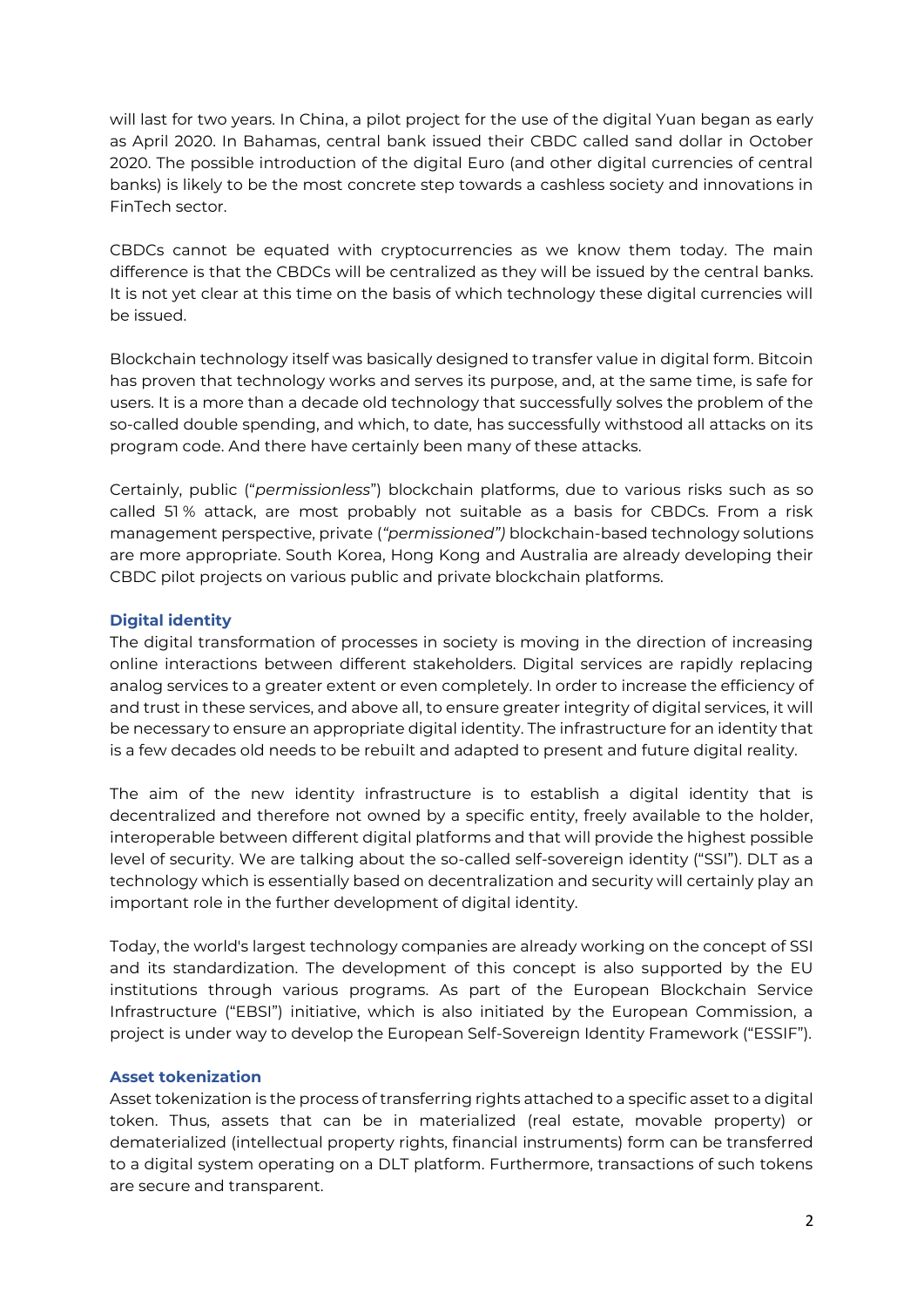will last for two years. In China, a pilot project for the use of the digital Yuan began as early as April 2020. In Bahamas, central bank issued their CBDC called sand dollar in October 2020. The possible introduction of the digital Euro (and other digital currencies of central banks) is likely to be the most concrete step towards a cashless society and innovations in FinTech sector.

CBDCs cannot be equated with cryptocurrencies as we know them today. The main difference is that the CBDCs will be centralized as they will be issued by the central banks. It is not yet clear at this time on the basis of which technology these digital currencies will be issued.

Blockchain technology itself was basically designed to transfer value in digital form. Bitcoin has proven that technology works and serves its purpose, and, at the same time, is safe for users. It is a more than a decade old technology that successfully solves the problem of the so-called double spending, and which, to date, has successfully withstood all attacks on its program code. And there have certainly been many of these attacks.

Certainly, public ("*permissionless*") blockchain platforms, due to various risks such as so called 51 % attack, are most probably not suitable as a basis for CBDCs. From a risk management perspective, private (*"permissioned")* blockchain-based technology solutions are more appropriate. South Korea, Hong Kong and Australia are already developing their CBDC pilot projects on various public and private blockchain platforms.

### Digital identity

The digital transformation of processes in society is moving in the direction of increasing online interactions between different stakeholders. Digital services are rapidly replacing analog services to a greater extent or even completely. In order to increase the efficiency of and trust in these services, and above all, to ensure greater integrity of digital services, it will be necessary to ensure an appropriate digital identity. The infrastructure for an identity that is a few decades old needs to be rebuilt and adapted to present and future digital reality.

The aim of the new identity infrastructure is to establish a digital identity that is decentralized and therefore not owned by a specific entity, freely available to the holder, interoperable between different digital platforms and that will provide the highest possible level of security. We are talking about the so-called self-sovereign identity ("SSI"). DLT as a technology which is essentially based on decentralization and security will certainly play an important role in the further development of digital identity.

Today, the world's largest technology companies are already working on the concept of SSI and its standardization. The development of this concept is also supported by the EU institutions through various programs. As part of the European Blockchain Service Infrastructure ("EBSI") initiative, which is also initiated by the European Commission, a project is under way to develop the European Self-Sovereign Identity Framework ("ESSIF").

### Asset tokenization

Asset tokenization is the process of transferring rights attached to a specific asset to a digital token. Thus, assets that can be in materialized (real estate, movable property) or dematerialized (intellectual property rights, financial instruments) form can be transferred to a digital system operating on a DLT platform. Furthermore, transactions of such tokens are secure and transparent.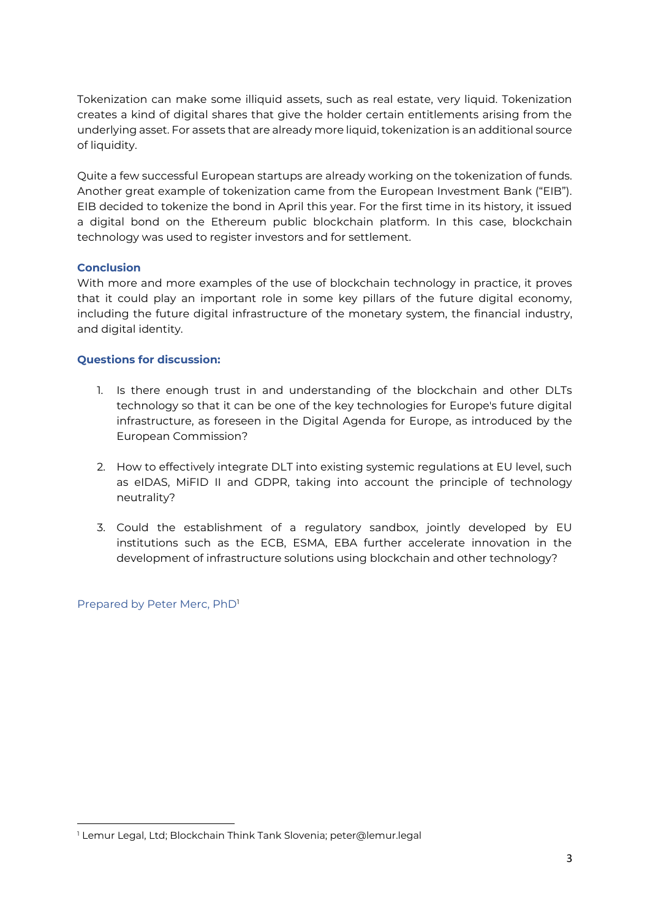Tokenization can make some illiquid assets, such as real estate, very liquid. Tokenization creates a kind of digital shares that give the holder certain entitlements arising from the underlying asset. For assets that are already more liquid, tokenization is an additional source of liquidity.

Quite a few successful European startups are already working on the tokenization of funds. Another great example of tokenization came from the European Investment Bank ("EIB"). EIB decided to tokenize the bond in April this year. For the first time in its history, it issued a digital bond on the Ethereum public blockchain platform. In this case, blockchain technology was used to register investors and for settlement.

### Conclusion

With more and more examples of the use of blockchain technology in practice, it proves that it could play an important role in some key pillars of the future digital economy, including the future digital infrastructure of the monetary system, the financial industry, and digital identity.

### Questions for discussion:

1. Is there enough trust in and understanding of the blockchain and other DLTs technology so that it can be one of the key technologies for Europe's future digital infrastructure, as foreseen in the Digital Agenda for Europe, as introduced by the European Commission?

2. How to effectively integrate DLT into existing systemic regulations at EU level, such as eIDAS, MiFID II and GDPR, taking into account the principle of technology neutrality?

3. Could the establishment of a regulatory sandbox, jointly developed by EU institutions such as the ECB, ESMA, EBA further accelerate innovation in the development of infrastructure solutions using blockchain and other technology?

Prepared by Peter Merc, PhD[1]

[1] Lemur Legal, Ltd; Blockchain Think Tank Slovenia; peter@lemur.legal